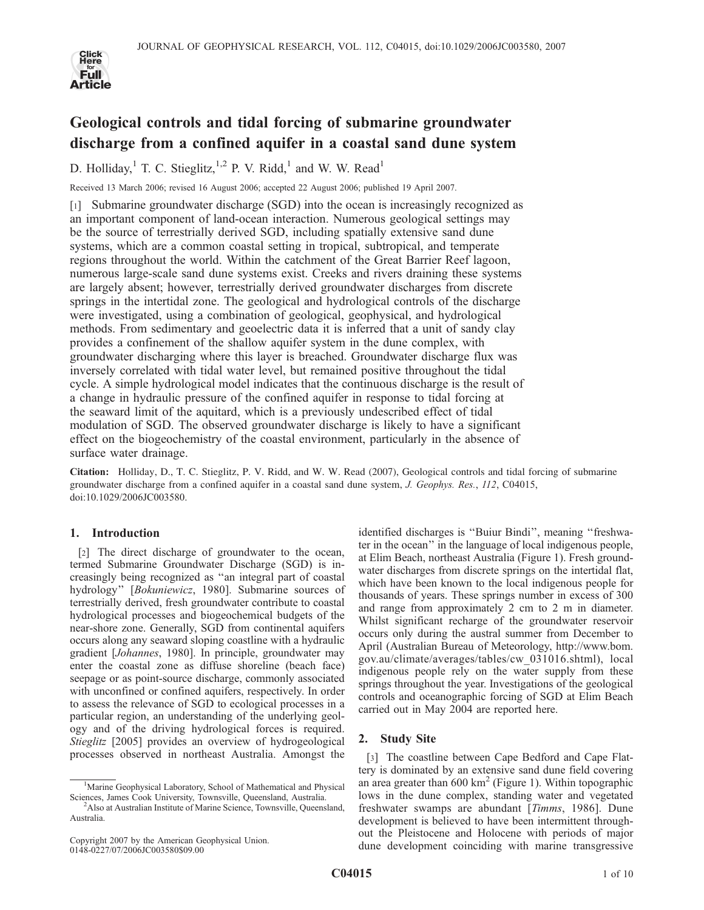# Geological controls and tidal forcing of submarine groundwater discharge from a confined aquifer in a coastal sand dune system

D. Holliday,[1] T. C. Stieglitz,[1,2] P. V. Ridd,[1] and W. W. Read[1]

Received 13 March 2006; revised 16 August 2006; accepted 22 August 2006; published 19 April 2007.

[1] Submarine groundwater discharge (SGD) into the ocean is increasingly recognized as an important component of land-ocean interaction. Numerous geological settings may be the source of terrestrially derived SGD, including spatially extensive sand dune systems, which are a common coastal setting in tropical, subtropical, and temperate regions throughout the world. Within the catchment of the Great Barrier Reef lagoon, numerous large-scale sand dune systems exist. Creeks and rivers draining these systems are largely absent; however, terrestrially derived groundwater discharges from discrete springs in the intertidal zone. The geological and hydrological controls of the discharge were investigated, using a combination of geological, geophysical, and hydrological methods. From sedimentary and geoelectric data it is inferred that a unit of sandy clay provides a confinement of the shallow aquifer system in the dune complex, with groundwater discharging where this layer is breached. Groundwater discharge flux was inversely correlated with tidal water level, but remained positive throughout the tidal cycle. A simple hydrological model indicates that the continuous discharge is the result of a change in hydraulic pressure of the confined aquifer in response to tidal forcing at the seaward limit of the aquitard, which is a previously undescribed effect of tidal modulation of SGD. The observed groundwater discharge is likely to have a significant effect on the biogeochemistry of the coastal environment, particularly in the absence of surface water drainage.

**Citation:** Holliday, D., T. C. Stieglitz, P. V. Ridd, and W. W. Read (2007), Geological controls and tidal forcing of submarine groundwater discharge from a confined aquifer in a coastal sand dune system, *J. Geophys. Res.*, *112*, C04015, doi:10.1029/2006JC003580.

## 1. Introduction

[2] The direct discharge of groundwater to the ocean, termed Submarine Groundwater Discharge (SGD) is increasingly being recognized as "an integral part of coastal hydrology" [*Bokuniewicz*, 1980]. Submarine sources of terrestrially derived, fresh groundwater contribute to coastal hydrological processes and biogeochemical budgets of the near-shore zone. Generally, SGD from continental aquifers occurs along any seaward sloping coastline with a hydraulic gradient [*Johannes*, 1980]. In principle, groundwater may enter the coastal zone as diffuse shoreline (beach face) seepage or as point-source discharge, commonly associated with unconfined or confined aquifers, respectively. In order to assess the relevance of SGD to ecological processes in a particular region, an understanding of the underlying geology and of the driving hydrological forces is required. *Stieglitz* [2005] provides an overview of hydrogeological processes observed in northeast Australia. Amongst the identified discharges is "Buiur Bindi", meaning "freshwater in the ocean" in the language of local indigenous people, at Elim Beach, northeast Australia (Figure 1). Fresh groundwater discharges from discrete springs on the intertidal flat, which have been known to the local indigenous people for thousands of years. These springs number in excess of 300 and range from approximately 2 cm to 2 m in diameter. Whilst significant recharge of the groundwater reservoir occurs only during the austral summer from December to April (Australian Bureau of Meteorology, http://www.bom.gov.au/climate/averages/tables/cw_031016.shtml), local indigenous people rely on the water supply from these springs throughout the year. Investigations of the geological controls and oceanographic forcing of SGD at Elim Beach carried out in May 2004 are reported here.

## 2. Study Site

[3] The coastline between Cape Bedford and Cape Flattery is dominated by an extensive sand dune field covering an area greater than 600 km$^2$ (Figure 1). Within topographic lows in the dune complex, standing water and vegetated freshwater swamps are abundant [*Timms*, 1986]. Dune development is believed to have been intermittent throughout the Pleistocene and Holocene with periods of major dune development coinciding with marine transgressive

---

[1]Marine Geophysical Laboratory, School of Mathematical and Physical Sciences, James Cook University, Townsville, Queensland, Australia.

[2]Also at Australian Institute of Marine Science, Townsville, Queensland, Australia.

Copyright 2007 by the American Geophysical Union.
0148-0227/07/2006JC003580$09.00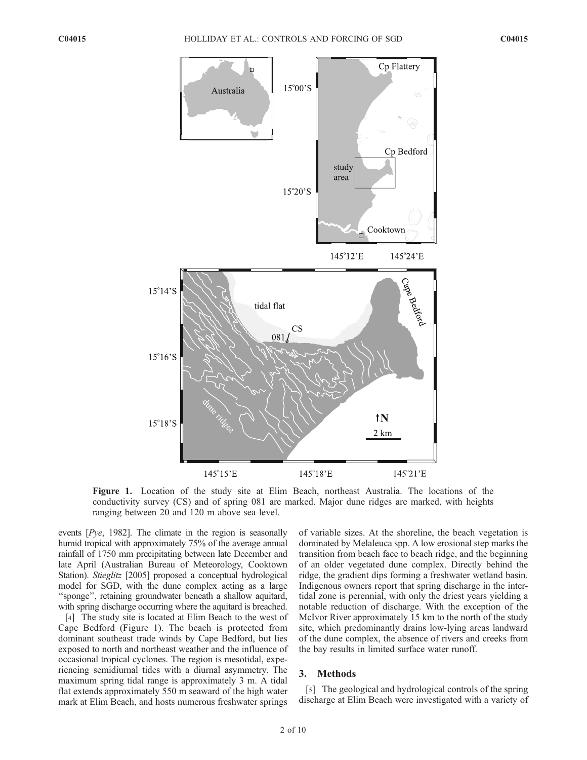**Figure 1.** Location of the study site at Elim Beach, northeast Australia. The locations of the conductivity survey (CS) and of spring 081 are marked. Major dune ridges are marked, with heights ranging between 20 and 120 m above sea level.

events [*Pye*, 1982]. The climate in the region is seasonally humid tropical with approximately 75% of the average annual rainfall of 1750 mm precipitating between late December and late April (Australian Bureau of Meteorology, Cooktown Station). *Stieglitz* [2005] proposed a conceptual hydrological model for SGD, with the dune complex acting as a large "sponge", retaining groundwater beneath a shallow aquitard, with spring discharge occurring where the aquitard is breached.

[4] The study site is located at Elim Beach to the west of Cape Bedford (Figure 1). The beach is protected from dominant southeast trade winds by Cape Bedford, but lies exposed to north and northeast weather and the influence of occasional tropical cyclones. The region is mesotidal, experiencing semidiurnal tides with a diurnal asymmetry. The maximum spring tidal range is approximately 3 m. A tidal flat extends approximately 550 m seaward of the high water mark at Elim Beach, and hosts numerous freshwater springs of variable sizes. At the shoreline, the beach vegetation is dominated by Melaleuca spp. A low erosional step marks the transition from beach face to beach ridge, and the beginning of an older vegetated dune complex. Directly behind the ridge, the gradient dips forming a freshwater wetland basin. Indigenous owners report that spring discharge in the intertidal zone is perennial, with only the driest years yielding a notable reduction of discharge. With the exception of the McIvor River approximately 15 km to the north of the study site, which predominantly drains low-lying areas landward of the dune complex, the absence of rivers and creeks from the bay results in limited surface water runoff.

## 3. Methods

[5] The geological and hydrological controls of the spring discharge at Elim Beach were investigated with a variety of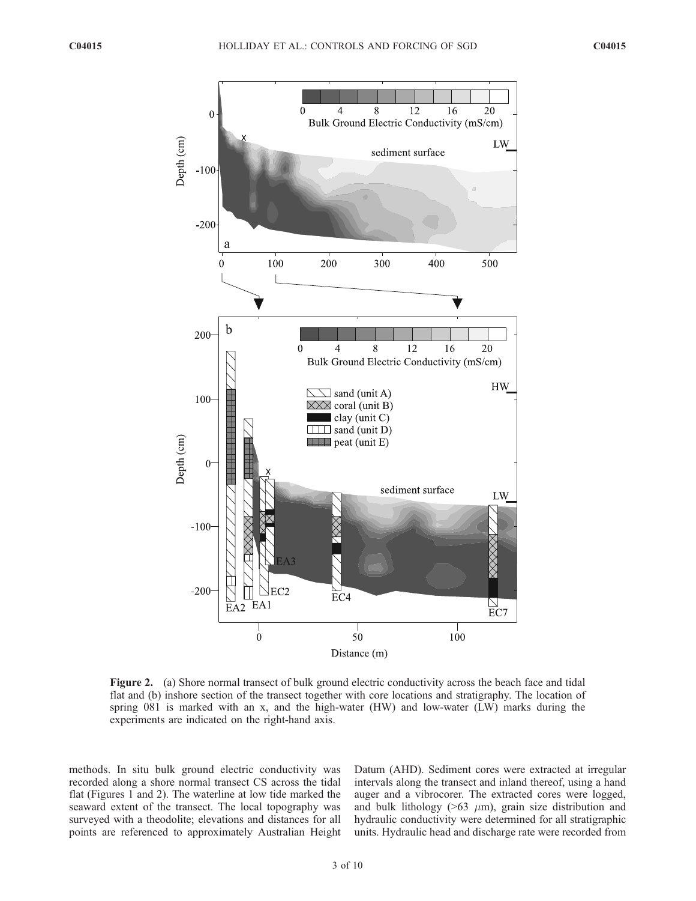**Figure 2.** (a) Shore normal transect of bulk ground electric conductivity across the beach face and tidal flat and (b) inshore section of the transect together with core locations and stratigraphy. The location of spring 081 is marked with an x, and the high-water (HW) and low-water (LW) marks during the experiments are indicated on the right-hand axis.

methods. In situ bulk ground electric conductivity was recorded along a shore normal transect CS across the tidal flat (Figures 1 and 2). The waterline at low tide marked the seaward extent of the transect. The local topography was surveyed with a theodolite; elevations and distances for all points are referenced to approximately Australian Height Datum (AHD). Sediment cores were extracted at irregular intervals along the transect and inland thereof, using a hand auger and a vibrocorer. The extracted cores were logged, and bulk lithology (>63 $\mu$m), grain size distribution and hydraulic conductivity were determined for all stratigraphic units. Hydraulic head and discharge rate were recorded from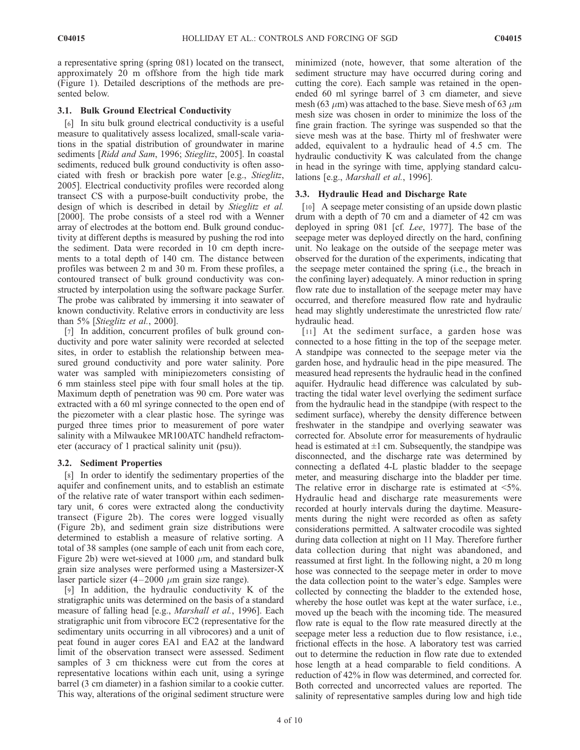a representative spring (spring 081) located on the transect, approximately 20 m offshore from the high tide mark (Figure 1). Detailed descriptions of the methods are presented below.

### 3.1. Bulk Ground Electrical Conductivity

[6] In situ bulk ground electrical conductivity is a useful measure to qualitatively assess localized, small-scale variations in the spatial distribution of groundwater in marine sediments [*Ridd and Sam*, 1996; *Stieglitz*, 2005]. In coastal sediments, reduced bulk ground conductivity is often associated with fresh or brackish pore water [e.g., *Stieglitz*, 2005]. Electrical conductivity profiles were recorded along transect CS with a purpose-built conductivity probe, the design of which is described in detail by *Stieglitz et al.* [2000]. The probe consists of a steel rod with a Wenner array of electrodes at the bottom end. Bulk ground conductivity at different depths is measured by pushing the rod into the sediment. Data were recorded in 10 cm depth increments to a total depth of 140 cm. The distance between profiles was between 2 m and 30 m. From these profiles, a contoured transect of bulk ground conductivity was constructed by interpolation using the software package Surfer. The probe was calibrated by immersing it into seawater of known conductivity. Relative errors in conductivity are less than 5% [*Stieglitz et al.*, 2000].

[7] In addition, concurrent profiles of bulk ground conductivity and pore water salinity were recorded at selected sites, in order to establish the relationship between measured ground conductivity and pore water salinity. Pore water was sampled with minipiezometers consisting of 6 mm stainless steel pipe with four small holes at the tip. Maximum depth of penetration was 90 cm. Pore water was extracted with a 60 ml syringe connected to the open end of the piezometer with a clear plastic hose. The syringe was purged three times prior to measurement of pore water salinity with a Milwaukee MR100ATC handheld refractometer (accuracy of 1 practical salinity unit (psu)).

### 3.2. Sediment Properties

[8] In order to identify the sedimentary properties of the aquifer and confinement units, and to establish an estimate of the relative rate of water transport within each sedimentary unit, 6 cores were extracted along the conductivity transect (Figure 2b). The cores were logged visually (Figure 2b), and sediment grain size distributions were determined to establish a measure of relative sorting. A total of 38 samples (one sample of each unit from each core, Figure 2b) were wet-sieved at 1000 $\mu$m, and standard bulk grain size analyses were performed using a Mastersizer-X laser particle sizer (4–2000 $\mu$m grain size range).

[9] In addition, the hydraulic conductivity K of the stratigraphic units was determined on the basis of a standard measure of falling head [e.g., *Marshall et al.*, 1996]. Each stratigraphic unit from vibrocore EC2 (representative for the sedimentary units occurring in all vibrocores) and a unit of peat found in auger cores EA1 and EA2 at the landward limit of the observation transect were assessed. Sediment samples of 3 cm thickness were cut from the cores at representative locations within each unit, using a syringe barrel (3 cm diameter) in a fashion similar to a cookie cutter. This way, alterations of the original sediment structure were minimized (note, however, that some alteration of the sediment structure may have occurred during coring and cutting the core). Each sample was retained in the open-ended 60 ml syringe barrel of 3 cm diameter, and sieve mesh (63 $\mu$m) was attached to the base. Sieve mesh of 63 $\mu$m mesh size was chosen in order to minimize the loss of the fine grain fraction. The syringe was suspended so that the sieve mesh was at the base. Thirty ml of freshwater were added, equivalent to a hydraulic head of 4.5 cm. The hydraulic conductivity K was calculated from the change in head in the syringe with time, applying standard calculations [e.g., *Marshall et al.*, 1996].

### 3.3. Hydraulic Head and Discharge Rate

[10] A seepage meter consisting of an upside down plastic drum with a depth of 70 cm and a diameter of 42 cm was deployed in spring 081 [cf. *Lee*, 1977]. The base of the seepage meter was deployed directly on the hard, confining unit. No leakage on the outside of the seepage meter was observed for the duration of the experiments, indicating that the seepage meter contained the spring (i.e., the breach in the confining layer) adequately. A minor reduction in spring flow rate due to installation of the seepage meter may have occurred, and therefore measured flow rate and hydraulic head may slightly underestimate the unrestricted flow rate/hydraulic head.

[11] At the sediment surface, a garden hose was connected to a hose fitting in the top of the seepage meter. A standpipe was connected to the seepage meter via the garden hose, and hydraulic head in the pipe measured. The measured head represents the hydraulic head in the confined aquifer. Hydraulic head difference was calculated by subtracting the tidal water level overlying the sediment surface from the hydraulic head in the standpipe (with respect to the sediment surface), whereby the density difference between freshwater in the standpipe and overlying seawater was corrected for. Absolute error for measurements of hydraulic head is estimated at ±1 cm. Subsequently, the standpipe was disconnected, and the discharge rate was determined by connecting a deflated 4-L plastic bladder to the seepage meter, and measuring discharge into the bladder per time. The relative error in discharge rate is estimated at <5%. Hydraulic head and discharge rate measurements were recorded at hourly intervals during the daytime. Measurements during the night were recorded as often as safety considerations permitted. A saltwater crocodile was sighted during data collection at night on 11 May. Therefore further data collection during that night was abandoned, and reassumed at first light. In the following night, a 20 m long hose was connected to the seepage meter in order to move the data collection point to the water's edge. Samples were collected by connecting the bladder to the extended hose, whereby the hose outlet was kept at the water surface, i.e., moved up the beach with the incoming tide. The measured flow rate is equal to the flow rate measured directly at the seepage meter less a reduction due to flow resistance, i.e., frictional effects in the hose. A laboratory test was carried out to determine the reduction in flow rate due to extended hose length at a head comparable to field conditions. A reduction of 42% in flow was determined, and corrected for. Both corrected and uncorrected values are reported. The salinity of representative samples during low and high tide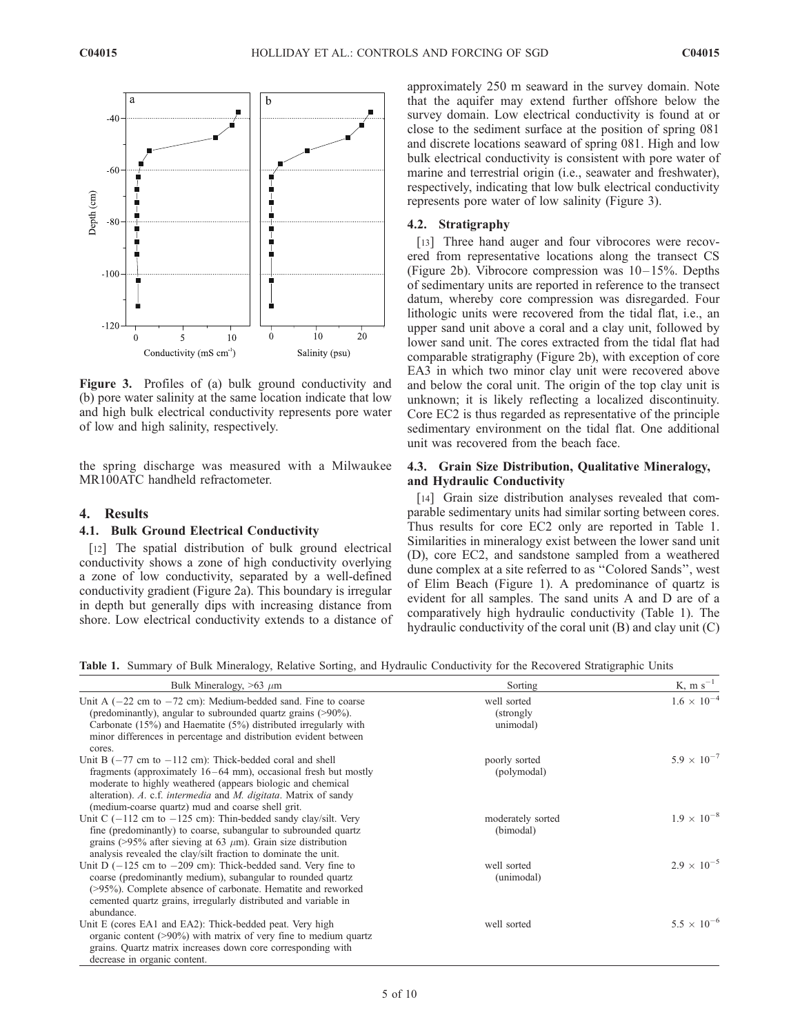Figure 3. Profiles of (a) bulk ground conductivity and (b) pore water salinity at the same location indicate that low and high bulk electrical conductivity represents pore water of low and high salinity, respectively.

the spring discharge was measured with a Milwaukee MR100ATC handheld refractometer.

## 4. Results

### 4.1. Bulk Ground Electrical Conductivity

[12] The spatial distribution of bulk ground electrical conductivity shows a zone of high conductivity overlying a zone of low conductivity, separated by a well-defined conductivity gradient (Figure 2a). This boundary is irregular in depth but generally dips with increasing distance from shore. Low electrical conductivity extends to a distance of approximately 250 m seaward in the survey domain. Note that the aquifer may extend further offshore below the survey domain. Low electrical conductivity is found at or close to the sediment surface at the position of spring 081 and discrete locations seaward of spring 081. High and low bulk electrical conductivity is consistent with pore water of marine and terrestrial origin (i.e., seawater and freshwater), respectively, indicating that low bulk electrical conductivity represents pore water of low salinity (Figure 3).

### 4.2. Stratigraphy

[13] Three hand auger and four vibrocores were recovered from representative locations along the transect CS (Figure 2b). Vibrocore compression was 10–15%. Depths of sedimentary units are reported in reference to the transect datum, whereby core compression was disregarded. Four lithologic units were recovered from the tidal flat, i.e., an upper sand unit above a coral and a clay unit, followed by lower sand unit. The cores extracted from the tidal flat had comparable stratigraphy (Figure 2b), with exception of core EA3 in which two minor clay unit were recovered above and below the coral unit. The origin of the top clay unit is unknown; it is likely reflecting a localized discontinuity. Core EC2 is thus regarded as representative of the principle sedimentary environment on the tidal flat. One additional unit was recovered from the beach face.

### 4.3. Grain Size Distribution, Qualitative Mineralogy, and Hydraulic Conductivity

[14] Grain size distribution analyses revealed that comparable sedimentary units had similar sorting between cores. Thus results for core EC2 only are reported in Table 1. Similarities in mineralogy exist between the lower sand unit (D), core EC2, and sandstone sampled from a weathered dune complex at a site referred to as "Colored Sands", west of Elim Beach (Figure 1). A predominance of quartz is evident for all samples. The sand units A and D are of a comparatively high hydraulic conductivity (Table 1). The hydraulic conductivity of the coral unit (B) and clay unit (C)

**Table 1.** Summary of Bulk Mineralogy, Relative Sorting, and Hydraulic Conductivity for the Recovered Stratigraphic Units

| Bulk Mineralogy, >63 $\mu$m | Sorting | K, m s$^{-1}$ |
|---|---|---|
| Unit A (−22 cm to −72 cm): Medium-bedded sand. Fine to coarse (predominantly), angular to subrounded quartz grains (>90%). Carbonate (15%) and Haematite (5%) distributed irregularly with minor differences in percentage and distribution evident between cores. | well sorted (strongly unimodal) | $1.6 \times 10^{-4}$ |
| Unit B (−77 cm to −112 cm): Thick-bedded coral and shell fragments (approximately 16–64 mm), occasional fresh but mostly moderate to highly weathered (appears biologic and chemical alteration). *A.* c.f. *intermedia* and *M. digitata*. Matrix of sandy (medium-coarse quartz) mud and coarse shell grit. | poorly sorted (polymodal) | $5.9 \times 10^{-7}$ |
| Unit C (−112 cm to −125 cm): Thin-bedded sandy clay/silt. Very fine (predominantly) to coarse, subangular to subrounded quartz grains (>95% after sieving at 63 $\mu$m). Grain size distribution analysis revealed the clay/silt fraction to dominate the unit. | moderately sorted (bimodal) | $1.9 \times 10^{-8}$ |
| Unit D (−125 cm to −209 cm): Thick-bedded sand. Very fine to coarse (predominantly medium), subangular to rounded quartz (>95%). Complete absence of carbonate. Hematite and reworked cemented quartz grains, irregularly distributed and variable in abundance. | well sorted (unimodal) | $2.9 \times 10^{-5}$ |
| Unit E (cores EA1 and EA2): Thick-bedded peat. Very high organic content (>90%) with matrix of very fine to medium quartz grains. Quartz matrix increases down core corresponding with decrease in organic content. | well sorted | $5.5 \times 10^{-6}$ |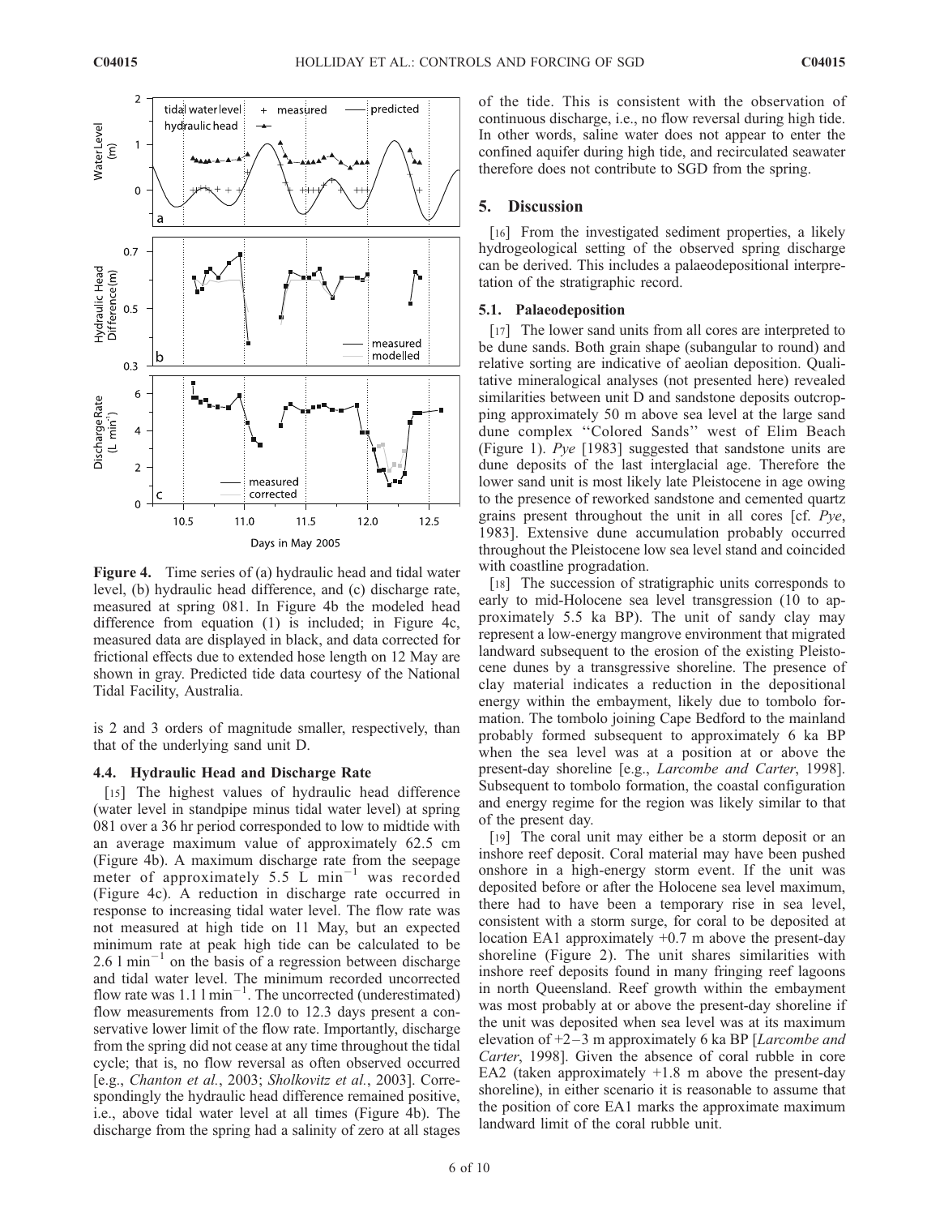**Figure 4.** Time series of (a) hydraulic head and tidal water level, (b) hydraulic head difference, and (c) discharge rate, measured at spring 081. In Figure 4b the modeled head difference from equation (1) is included; in Figure 4c, measured data are displayed in black, and data corrected for frictional effects due to extended hose length on 12 May are shown in gray. Predicted tide data courtesy of the National Tidal Facility, Australia.

is 2 and 3 orders of magnitude smaller, respectively, than that of the underlying sand unit D.

### 4.4. Hydraulic Head and Discharge Rate

[15] The highest values of hydraulic head difference (water level in standpipe minus tidal water level) at spring 081 over a 36 hr period corresponded to low to midtide with an average maximum value of approximately 62.5 cm (Figure 4b). A maximum discharge rate from the seepage meter of approximately 5.5 L $min^{-1}$ was recorded (Figure 4c). A reduction in discharge rate occurred in response to increasing tidal water level. The flow rate was not measured at high tide on 11 May, but an expected minimum rate at peak high tide can be calculated to be 2.6 l $min^{-1}$ on the basis of a regression between discharge and tidal water level. The minimum recorded uncorrected flow rate was 1.1 l $min^{-1}$. The uncorrected (underestimated) flow measurements from 12.0 to 12.3 days present a conservative lower limit of the flow rate. Importantly, discharge from the spring did not cease at any time throughout the tidal cycle; that is, no flow reversal as often observed occurred [e.g., *Chanton et al.*, 2003; *Sholkovitz et al.*, 2003]. Correspondingly the hydraulic head difference remained positive, i.e., above tidal water level at all times (Figure 4b). The discharge from the spring had a salinity of zero at all stages of the tide. This is consistent with the observation of continuous discharge, i.e., no flow reversal during high tide. In other words, saline water does not appear to enter the confined aquifer during high tide, and recirculated seawater therefore does not contribute to SGD from the spring.

## 5. Discussion

[16] From the investigated sediment properties, a likely hydrogeological setting of the observed spring discharge can be derived. This includes a palaeodepositional interpretation of the stratigraphic record.

### 5.1. Palaeodeposition

[17] The lower sand units from all cores are interpreted to be dune sands. Both grain shape (subangular to round) and relative sorting are indicative of aeolian deposition. Qualitative mineralogical analyses (not presented here) revealed similarities between unit D and sandstone deposits outcropping approximately 50 m above sea level at the large sand dune complex "Colored Sands" west of Elim Beach (Figure 1). *Pye* [1983] suggested that sandstone units are dune deposits of the last interglacial age. Therefore the lower sand unit is most likely late Pleistocene in age owing to the presence of reworked sandstone and cemented quartz grains present throughout the unit in all cores [cf. *Pye*, 1983]. Extensive dune accumulation probably occurred throughout the Pleistocene low sea level stand and coincided with coastline progradation.

[18] The succession of stratigraphic units corresponds to early to mid-Holocene sea level transgression (10 to approximately 5.5 ka BP). The unit of sandy clay may represent a low-energy mangrove environment that migrated landward subsequent to the erosion of the existing Pleistocene dunes by a transgressive shoreline. The presence of clay material indicates a reduction in the depositional energy within the embayment, likely due to tombolo formation. The tombolo joining Cape Bedford to the mainland probably formed subsequent to approximately 6 ka BP when the sea level was at a position at or above the present-day shoreline [e.g., *Larcombe and Carter*, 1998]. Subsequent to tombolo formation, the coastal configuration and energy regime for the region was likely similar to that of the present day.

[19] The coral unit may either be a storm deposit or an inshore reef deposit. Coral material may have been pushed onshore in a high-energy storm event. If the unit was deposited before or after the Holocene sea level maximum, there had to have been a temporary rise in sea level, consistent with a storm surge, for coral to be deposited at location EA1 approximately +0.7 m above the present-day shoreline (Figure 2). The unit shares similarities with inshore reef deposits found in many fringing reef lagoons in north Queensland. Reef growth within the embayment was most probably at or above the present-day shoreline if the unit was deposited when sea level was at its maximum elevation of +2–3 m approximately 6 ka BP [*Larcombe and Carter*, 1998]. Given the absence of coral rubble in core EA2 (taken approximately +1.8 m above the present-day shoreline), in either scenario it is reasonable to assume that the position of core EA1 marks the approximate maximum landward limit of the coral rubble unit.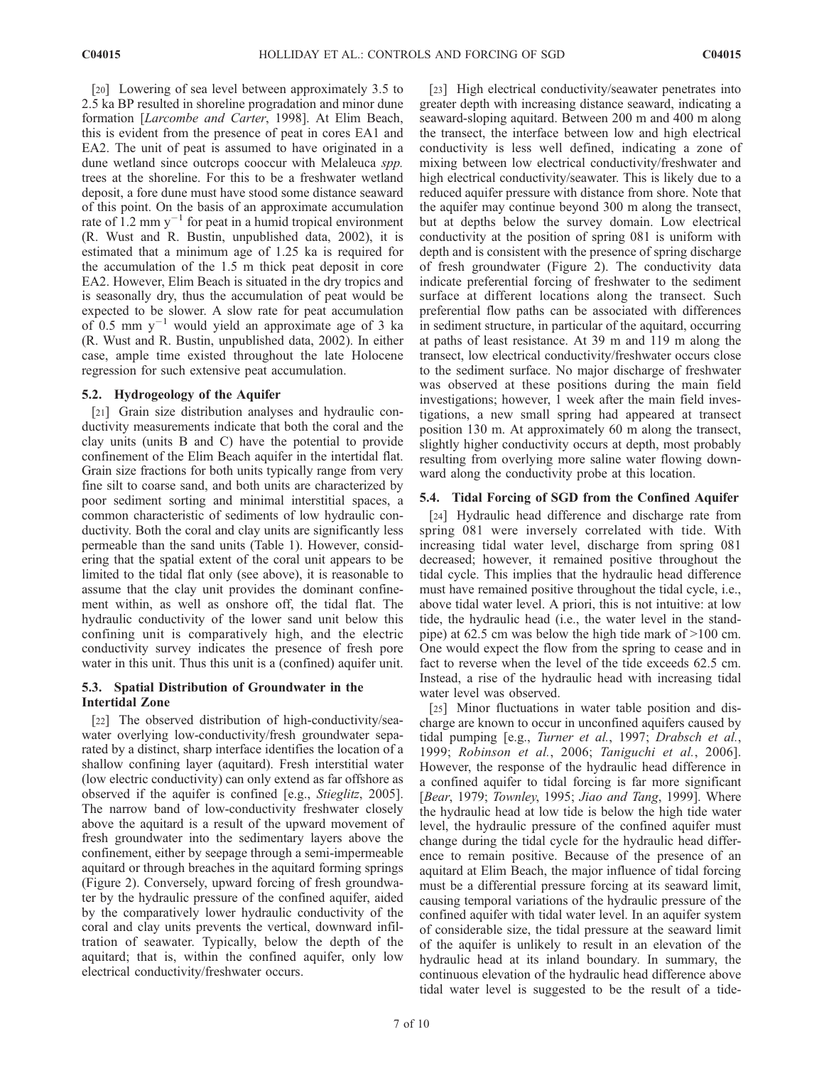[20] Lowering of sea level between approximately 3.5 to 2.5 ka BP resulted in shoreline progradation and minor dune formation [*Larcombe and Carter*, 1998]. At Elim Beach, this is evident from the presence of peat in cores EA1 and EA2. The unit of peat is assumed to have originated in a dune wetland since outcrops cooccur with Melaleuca *spp.* trees at the shoreline. For this to be a freshwater wetland deposit, a fore dune must have stood some distance seaward of this point. On the basis of an approximate accumulation rate of 1.2 mm $y^{-1}$ for peat in a humid tropical environment (R. Wust and R. Bustin, unpublished data, 2002), it is estimated that a minimum age of 1.25 ka is required for the accumulation of the 1.5 m thick peat deposit in core EA2. However, Elim Beach is situated in the dry tropics and is seasonally dry, thus the accumulation of peat would be expected to be slower. A slow rate for peat accumulation of 0.5 mm $y^{-1}$ would yield an approximate age of 3 ka (R. Wust and R. Bustin, unpublished data, 2002). In either case, ample time existed throughout the late Holocene regression for such extensive peat accumulation.

### 5.2. Hydrogeology of the Aquifer

[21] Grain size distribution analyses and hydraulic conductivity measurements indicate that both the coral and the clay units (units B and C) have the potential to provide confinement of the Elim Beach aquifer in the intertidal flat. Grain size fractions for both units typically range from very fine silt to coarse sand, and both units are characterized by poor sediment sorting and minimal interstitial spaces, a common characteristic of sediments of low hydraulic conductivity. Both the coral and clay units are significantly less permeable than the sand units (Table 1). However, considering that the spatial extent of the coral unit appears to be limited to the tidal flat only (see above), it is reasonable to assume that the clay unit provides the dominant confinement within, as well as onshore off, the tidal flat. The hydraulic conductivity of the lower sand unit below this confining unit is comparatively high, and the electric conductivity survey indicates the presence of fresh pore water in this unit. Thus this unit is a (confined) aquifer unit.

### 5.3. Spatial Distribution of Groundwater in the Intertidal Zone

[22] The observed distribution of high-conductivity/seawater overlying low-conductivity/fresh groundwater separated by a distinct, sharp interface identifies the location of a shallow confining layer (aquitard). Fresh interstitial water (low electric conductivity) can only extend as far offshore as observed if the aquifer is confined [e.g., *Stieglitz*, 2005]. The narrow band of low-conductivity freshwater closely above the aquitard is a result of the upward movement of fresh groundwater into the sedimentary layers above the confinement, either by seepage through a semi-impermeable aquitard or through breaches in the aquitard forming springs (Figure 2). Conversely, upward forcing of fresh groundwater by the hydraulic pressure of the confined aquifer, aided by the comparatively lower hydraulic conductivity of the coral and clay units prevents the vertical, downward infiltration of seawater. Typically, below the depth of the aquitard; that is, within the confined aquifer, only low electrical conductivity/freshwater occurs.

[23] High electrical conductivity/seawater penetrates into greater depth with increasing distance seaward, indicating a seaward-sloping aquitard. Between 200 m and 400 m along the transect, the interface between low and high electrical conductivity is less well defined, indicating a zone of mixing between low electrical conductivity/freshwater and high electrical conductivity/seawater. This is likely due to a reduced aquifer pressure with distance from shore. Note that the aquifer may continue beyond 300 m along the transect, but at depths below the survey domain. Low electrical conductivity at the position of spring 081 is uniform with depth and is consistent with the presence of spring discharge of fresh groundwater (Figure 2). The conductivity data indicate preferential forcing of freshwater to the sediment surface at different locations along the transect. Such preferential flow paths can be associated with differences in sediment structure, in particular of the aquitard, occurring at paths of least resistance. At 39 m and 119 m along the transect, low electrical conductivity/freshwater occurs close to the sediment surface. No major discharge of freshwater was observed at these positions during the main field investigations; however, 1 week after the main field investigations, a new small spring had appeared at transect position 130 m. At approximately 60 m along the transect, slightly higher conductivity occurs at depth, most probably resulting from overlying more saline water flowing downward along the conductivity probe at this location.

### 5.4. Tidal Forcing of SGD from the Confined Aquifer

[24] Hydraulic head difference and discharge rate from spring 081 were inversely correlated with tide. With increasing tidal water level, discharge from spring 081 decreased; however, it remained positive throughout the tidal cycle. This implies that the hydraulic head difference must have remained positive throughout the tidal cycle, i.e., above tidal water level. A priori, this is not intuitive: at low tide, the hydraulic head (i.e., the water level in the standpipe) at 62.5 cm was below the high tide mark of >100 cm. One would expect the flow from the spring to cease and in fact to reverse when the level of the tide exceeds 62.5 cm. Instead, a rise of the hydraulic head with increasing tidal water level was observed.

[25] Minor fluctuations in water table position and discharge are known to occur in unconfined aquifers caused by tidal pumping [e.g., *Turner et al.*, 1997; *Drabsch et al.*, 1999; *Robinson et al.*, 2006; *Taniguchi et al.*, 2006]. However, the response of the hydraulic head difference in a confined aquifer to tidal forcing is far more significant [*Bear*, 1979; *Townley*, 1995; *Jiao and Tang*, 1999]. Where the hydraulic head at low tide is below the high tide water level, the hydraulic pressure of the confined aquifer must change during the tidal cycle for the hydraulic head difference to remain positive. Because of the presence of an aquitard at Elim Beach, the major influence of tidal forcing must be a differential pressure forcing at its seaward limit, causing temporal variations of the hydraulic pressure of the confined aquifer with tidal water level. In an aquifer system of considerable size, the tidal pressure at the seaward limit of the aquifer is unlikely to result in an elevation of the hydraulic head at its inland boundary. In summary, the continuous elevation of the hydraulic head difference above tidal water level is suggested to be the result of a tide-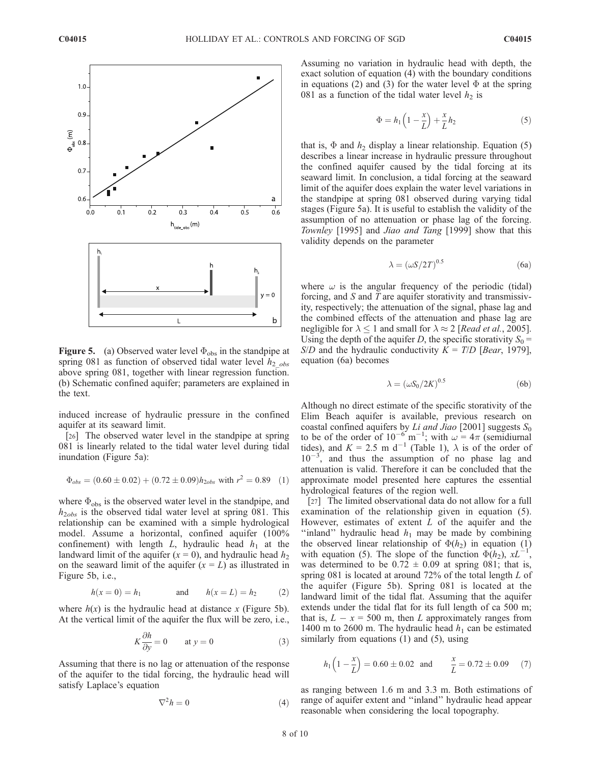**Figure 5.** (a) Observed water level $\Phi_{obs}$ in the standpipe at spring 081 as function of observed tidal water level $h_{2\_obs}$ above spring 081, together with linear regression function. (b) Schematic confined aquifer; parameters are explained in the text.

induced increase of hydraulic pressure in the confined aquifer at its seaward limit.

[26] The observed water level in the standpipe at spring 081 is linearly related to the tidal water level during tidal inundation (Figure 5a):

$$\Phi_{obs} = (0.60 \pm 0.02) + (0.72 \pm 0.09) h_{2obs} \text{ with } r^2 = 0.89 \quad (1)$$

where $\Phi_{obs}$ is the observed water level in the standpipe, and $h_{2obs}$ is the observed tidal water level at spring 081. This relationship can be examined with a simple hydrological model. Assume a horizontal, confined aquifer (100% confinement) with length $L$, hydraulic head $h_1$ at the landward limit of the aquifer ($x = 0$), and hydraulic head $h_2$ on the seaward limit of the aquifer ($x = L$) as illustrated in Figure 5b, i.e.,

$$h(x = 0) = h_1 \qquad \text{and} \qquad h(x = L) = h_2 \quad (2)$$

where $h(x)$ is the hydraulic head at distance $x$ (Figure 5b). At the vertical limit of the aquifer the flux will be zero, i.e.,

$$K\frac{\partial h}{\partial y} = 0 \qquad \text{at } y = 0 \quad (3)$$

Assuming that there is no lag or attenuation of the response of the aquifer to the tidal forcing, the hydraulic head will satisfy Laplace's equation

$$\nabla^2 h = 0 \quad (4)$$

Assuming no variation in hydraulic head with depth, the exact solution of equation (4) with the boundary conditions in equations (2) and (3) for the water level $\Phi$ at the spring 081 as a function of the tidal water level $h_2$ is

$$\Phi = h_1\left(1 - \frac{x}{L}\right) + \frac{x}{L}h_2 \quad (5)$$

that is, $\Phi$ and $h_2$ display a linear relationship. Equation (5) describes a linear increase in hydraulic pressure throughout the confined aquifer caused by the tidal forcing at its seaward limit. In conclusion, a tidal forcing at the seaward limit of the aquifer does explain the water level variations in the standpipe at spring 081 observed during varying tidal stages (Figure 5a). It is useful to establish the validity of the assumption of no attenuation or phase lag of the forcing. *Townley* [1995] and *Jiao and Tang* [1999] show that this validity depends on the parameter

$$\lambda = (\omega S/2T)^{0.5} \quad (6a)$$

where $\omega$ is the angular frequency of the periodic (tidal) forcing, and $S$ and $T$ are aquifer storativity and transmissivity, respectively; the attenuation of the signal, phase lag and the combined effects of the attenuation and phase lag are negligible for $\lambda \leq 1$ and small for $\lambda \approx 2$ [*Read et al.*, 2005]. Using the depth of the aquifer $D$, the specific storativity $S_0 = S/D$ and the hydraulic conductivity $K = T/D$ [*Bear*, 1979], equation (6a) becomes

$$\lambda = (\omega S_0/2K)^{0.5} \quad (6b)$$

Although no direct estimate of the specific storativity of the Elim Beach aquifer is available, previous research on coastal confined aquifers by *Li and Jiao* [2001] suggests $S_0$ to be of the order of $10^{-6}$ m$^{-1}$; with $\omega = 4\pi$ (semidiurnal tides), and $K = 2.5$ m d$^{-1}$ (Table 1), $\lambda$ is of the order of $10^{-3}$, and thus the assumption of no phase lag and attenuation is valid. Therefore it can be concluded that the approximate model presented here captures the essential hydrological features of the region well.

[27] The limited observational data do not allow for a full examination of the relationship given in equation (5). However, estimates of extent $L$ of the aquifer and the "inland" hydraulic head $h_1$ may be made by combining the observed linear relationship of $\Phi(h_2)$ in equation (1) with equation (5). The slope of the function $\Phi(h_2)$, $xL^{-1}$, was determined to be $0.72 \pm 0.09$ at spring 081; that is, spring 081 is located at around 72% of the total length $L$ of the aquifer (Figure 5b). Spring 081 is located at the landward limit of the tidal flat. Assuming that the aquifer extends under the tidal flat for its full length of ca 500 m; that is, $L - x = 500$ m, then $L$ approximately ranges from 1400 m to 2600 m. The hydraulic head $h_1$ can be estimated similarly from equations (1) and (5), using

$$h_1\left(1 - \frac{x}{L}\right) = 0.60 \pm 0.02 \quad \text{and} \qquad \frac{x}{L} = 0.72 \pm 0.09 \quad (7)$$

as ranging between 1.6 m and 3.3 m. Both estimations of range of aquifer extent and "inland" hydraulic head appear reasonable when considering the local topography.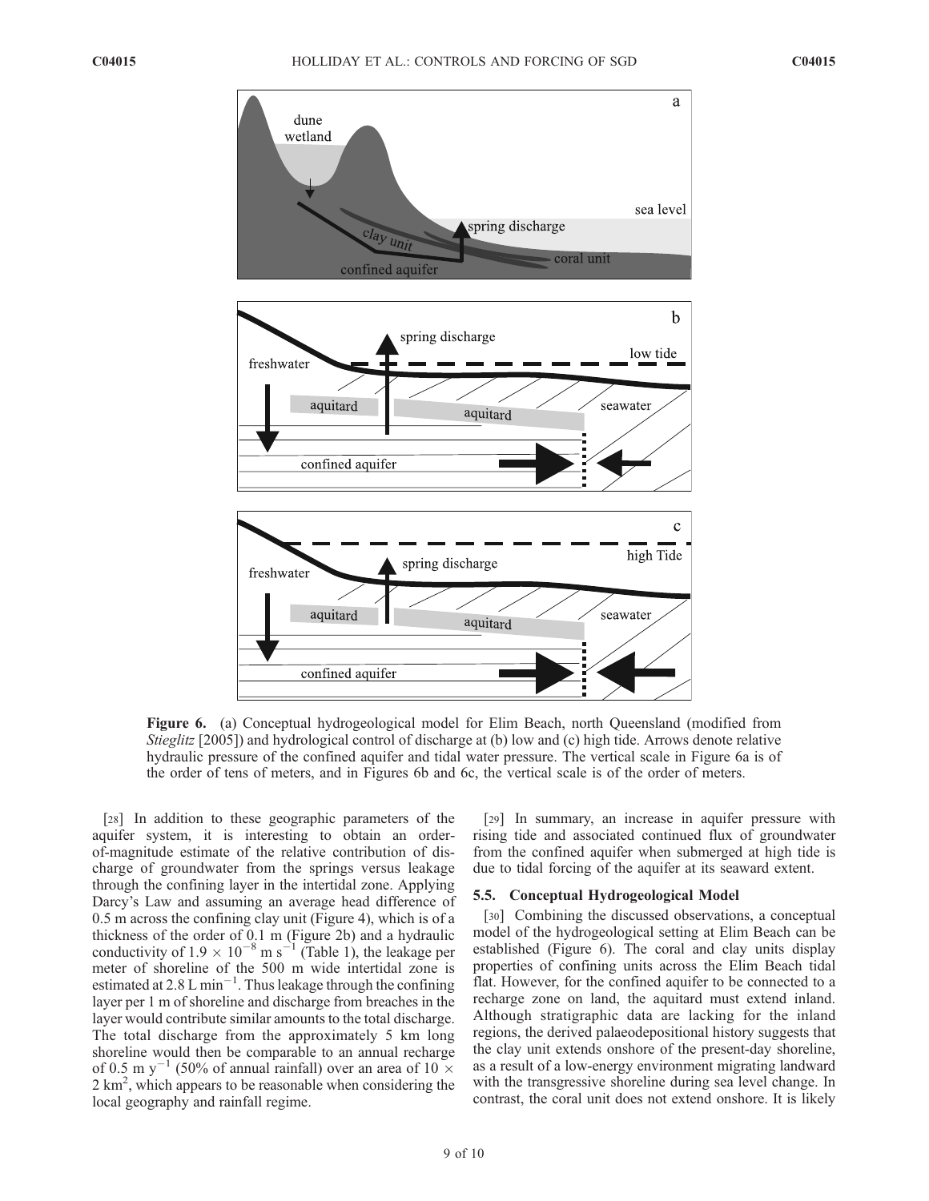Figure 6. (a) Conceptual hydrogeological model for Elim Beach, north Queensland (modified from *Stieglitz* [2005]) and hydrological control of discharge at (b) low and (c) high tide. Arrows denote relative hydraulic pressure of the confined aquifer and tidal water pressure. The vertical scale in Figure 6a is of the order of tens of meters, and in Figures 6b and 6c, the vertical scale is of the order of meters.

[28] In addition to these geographic parameters of the aquifer system, it is interesting to obtain an order-of-magnitude estimate of the relative contribution of discharge of groundwater from the springs versus leakage through the confining layer in the intertidal zone. Applying Darcy's Law and assuming an average head difference of 0.5 m across the confining clay unit (Figure 4), which is of a thickness of the order of 0.1 m (Figure 2b) and a hydraulic conductivity of $1.9 \times 10^{-8}$ m s$^{-1}$ (Table 1), the leakage per meter of shoreline of the 500 m wide intertidal zone is estimated at 2.8 L min$^{-1}$. Thus leakage through the confining layer per 1 m of shoreline and discharge from breaches in the layer would contribute similar amounts to the total discharge. The total discharge from the approximately 5 km long shoreline would then be comparable to an annual recharge of 0.5 m y$^{-1}$ (50% of annual rainfall) over an area of $10 \times 2$ km$^2$, which appears to be reasonable when considering the local geography and rainfall regime.

[29] In summary, an increase in aquifer pressure with rising tide and associated continued flux of groundwater from the confined aquifer when submerged at high tide is due to tidal forcing of the aquifer at its seaward extent.

### 5.5. Conceptual Hydrogeological Model

[30] Combining the discussed observations, a conceptual model of the hydrogeological setting at Elim Beach can be established (Figure 6). The coral and clay units display properties of confining units across the Elim Beach tidal flat. However, for the confined aquifer to be connected to a recharge zone on land, the aquitard must extend inland. Although stratigraphic data are lacking for the inland regions, the derived palaeodepositional history suggests that the clay unit extends onshore of the present-day shoreline, as a result of a low-energy environment migrating landward with the transgressive shoreline during sea level change. In contrast, the coral unit does not extend onshore. It is likely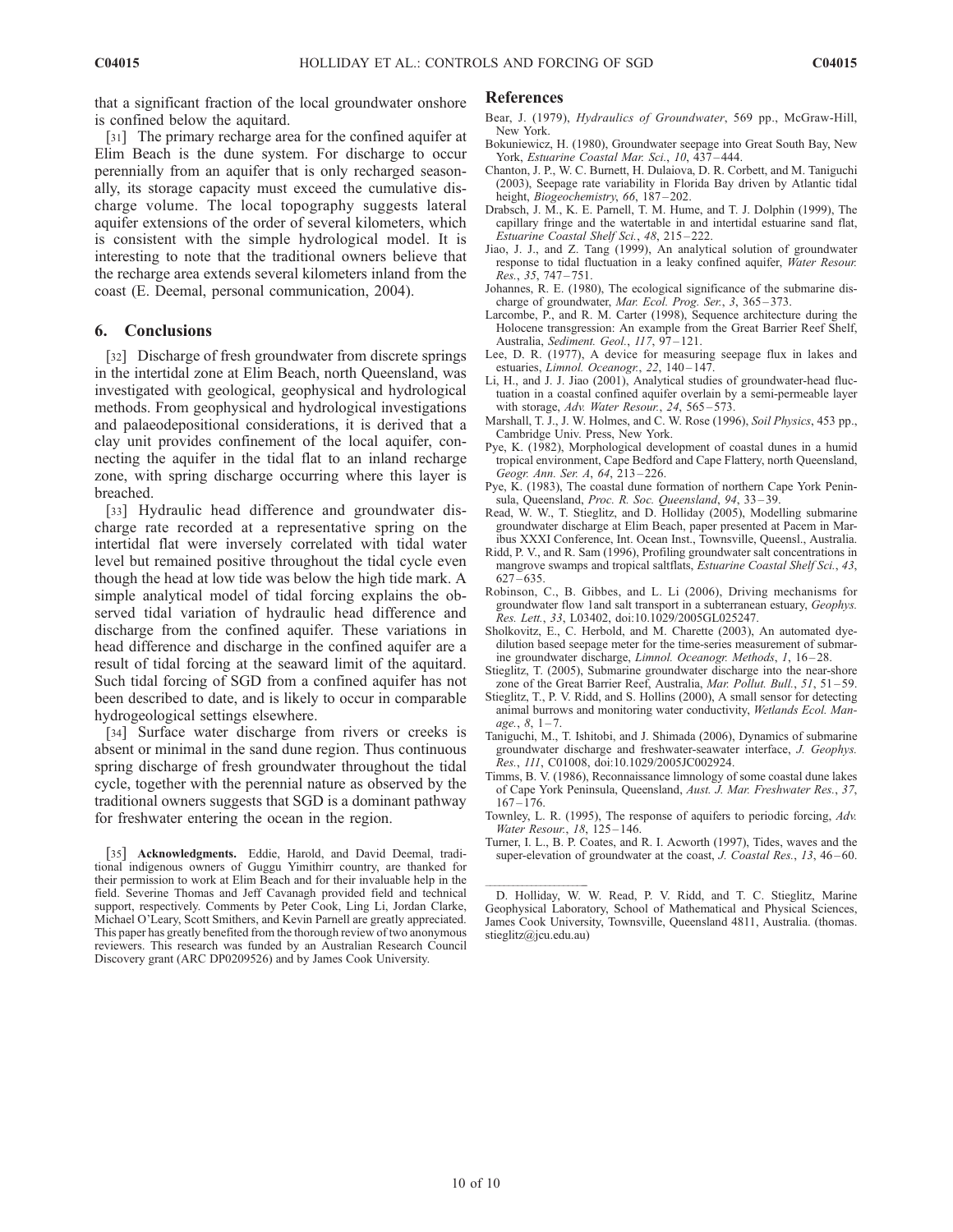that a significant fraction of the local groundwater onshore is confined below the aquitard.

[31] The primary recharge area for the confined aquifer at Elim Beach is the dune system. For discharge to occur perennially from an aquifer that is only recharged seasonally, its storage capacity must exceed the cumulative discharge volume. The local topography suggests lateral aquifer extensions of the order of several kilometers, which is consistent with the simple hydrological model. It is interesting to note that the traditional owners believe that the recharge area extends several kilometers inland from the coast (E. Deemal, personal communication, 2004).

## 6. Conclusions

[32] Discharge of fresh groundwater from discrete springs in the intertidal zone at Elim Beach, north Queensland, was investigated with geological, geophysical and hydrological methods. From geophysical and hydrological investigations and palaeodepositional considerations, it is derived that a clay unit provides confinement of the local aquifer, connecting the aquifer in the tidal flat to an inland recharge zone, with spring discharge occurring where this layer is breached.

[33] Hydraulic head difference and groundwater discharge rate recorded at a representative spring on the intertidal flat were inversely correlated with tidal water level but remained positive throughout the tidal cycle even though the head at low tide was below the high tide mark. A simple analytical model of tidal forcing explains the observed tidal variation of hydraulic head difference and discharge from the confined aquifer. These variations in head difference and discharge in the confined aquifer are a result of tidal forcing at the seaward limit of the aquitard. Such tidal forcing of SGD from a confined aquifer has not been described to date, and is likely to occur in comparable hydrogeological settings elsewhere.

[34] Surface water discharge from rivers or creeks is absent or minimal in the sand dune region. Thus continuous spring discharge of fresh groundwater throughout the tidal cycle, together with the perennial nature as observed by the traditional owners suggests that SGD is a dominant pathway for freshwater entering the ocean in the region.

[35] **Acknowledgments.** Eddie, Harold, and David Deemal, traditional indigenous owners of Guggu Yimithirr country, are thanked for their permission to work at Elim Beach and for their invaluable help in the field. Severine Thomas and Jeff Cavanagh provided field and technical support, respectively. Comments by Peter Cook, Ling Li, Jordan Clarke, Michael O'Leary, Scott Smithers, and Kevin Parnell are greatly appreciated. This paper has greatly benefited from the thorough review of two anonymous reviewers. This research was funded by an Australian Research Council Discovery grant (ARC DP0209526) and by James Cook University.

## References

Bear, J. (1979), *Hydraulics of Groundwater*, 569 pp., McGraw-Hill, New York.

Bokuniewicz, H. (1980), Groundwater seepage into Great South Bay, New York, *Estuarine Coastal Mar. Sci.*, *10*, 437–444.

Chanton, J. P., W. C. Burnett, H. Dulaiova, D. R. Corbett, and M. Taniguchi (2003), Seepage rate variability in Florida Bay driven by Atlantic tidal height, *Biogeochemistry*, *66*, 187–202.

Drabsch, J. M., K. E. Parnell, T. M. Hume, and T. J. Dolphin (1999), The capillary fringe and the watertable in and intertidal estuarine sand flat, *Estuarine Coastal Shelf Sci.*, *48*, 215–222.

Jiao, J. J., and Z. Tang (1999), An analytical solution of groundwater response to tidal fluctuation in a leaky confined aquifer, *Water Resour. Res.*, *35*, 747–751.

Johannes, R. E. (1980), The ecological significance of the submarine discharge of groundwater, *Mar. Ecol. Prog. Ser.*, *3*, 365–373.

Larcombe, P., and R. M. Carter (1998), Sequence architecture during the Holocene transgression: An example from the Great Barrier Reef Shelf, Australia, *Sediment. Geol.*, *117*, 97–121.

Lee, D. R. (1977), A device for measuring seepage flux in lakes and estuaries, *Limnol. Oceanogr.*, *22*, 140–147.

Li, H., and J. J. Jiao (2001), Analytical studies of groundwater-head fluctuation in a coastal confined aquifer overlain by a semi-permeable layer with storage, *Adv. Water Resour.*, *24*, 565–573.

Marshall, T. J., J. W. Holmes, and C. W. Rose (1996), *Soil Physics*, 453 pp., Cambridge Univ. Press, New York.

Pye, K. (1982), Morphological development of coastal dunes in a humid tropical environment, Cape Bedford and Cape Flattery, north Queensland, *Geogr. Ann. Ser. A*, *64*, 213–226.

Pye, K. (1983), The coastal dune formation of northern Cape York Peninsula, Queensland, *Proc. R. Soc. Queensland*, *94*, 33–39.

Read, W. W., T. Stieglitz, and D. Holliday (2005), Modelling submarine groundwater discharge at Elim Beach, paper presented at Pacem in Maribus XXXI Conference, Int. Ocean Inst., Townsville, Queensl., Australia.

Ridd, P. V., and R. Sam (1996), Profiling groundwater salt concentrations in mangrove swamps and tropical saltflats, *Estuarine Coastal Shelf Sci.*, *43*, 627–635.

Robinson, C., B. Gibbes, and L. Li (2006), Driving mechanisms for groundwater flow 1and salt transport in a subterranean estuary, *Geophys. Res. Lett.*, *33*, L03402, doi:10.1029/2005GL025247.

Sholkovitz, E., C. Herbold, and M. Charette (2003), An automated dye-dilution based seepage meter for the time-series measurement of submarine groundwater discharge, *Limnol. Oceanogr. Methods*, *1*, 16–28.

Stieglitz, T. (2005), Submarine groundwater discharge into the near-shore zone of the Great Barrier Reef, Australia, *Mar. Pollut. Bull.*, *51*, 51–59.

Stieglitz, T., P. V. Ridd, and S. Hollins (2000), A small sensor for detecting animal burrows and monitoring water conductivity, *Wetlands Ecol. Manage.*, *8*, 1–7.

Taniguchi, M., T. Ishitobi, and J. Shimada (2006), Dynamics of submarine groundwater discharge and freshwater-seawater interface, *J. Geophys. Res.*, *111*, C01008, doi:10.1029/2005JC002924.

Timms, B. V. (1986), Reconnaissance limnology of some coastal dune lakes of Cape York Peninsula, Queensland, *Aust. J. Mar. Freshwater Res.*, *37*, 167–176.

Townley, L. R. (1995), The response of aquifers to periodic forcing, *Adv. Water Resour.*, *18*, 125–146.

Turner, I. L., B. P. Coates, and R. I. Acworth (1997), Tides, waves and the super-elevation of groundwater at the coast, *J. Coastal Res.*, *13*, 46–60.

D. Holliday, W. W. Read, P. V. Ridd, and T. C. Stieglitz, Marine Geophysical Laboratory, School of Mathematical and Physical Sciences, James Cook University, Townsville, Queensland 4811, Australia. (thomas.stieglitz@jcu.edu.au)